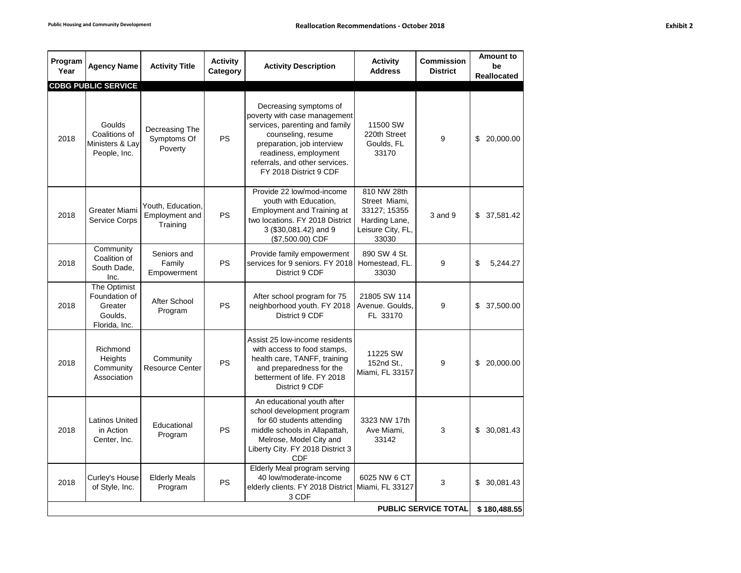Public Housing and Community Development | Reallocation Recommendations - October 2018 | Exhibit 2

| Program Year | Agency Name | Activity Title | Activity Category | Activity Description | Activity Address | Commission District | Amount to be Reallocated |
|---|---|---|---|---|---|---|---|
| **CDBG PUBLIC SERVICE** | | | | | | | |
| 2018 | Goulds Coalitions of Ministers & Lay People, Inc. | Decreasing The Symptoms Of Poverty | PS | Decreasing symptoms of poverty with case management services, parenting and family counseling, resume preparation, job interview readiness, employment referrals, and other services. FY 2018 District 9 CDF | 11500 SW 220th Street Goulds, FL 33170 | 9 | $ 20,000.00 |
| 2018 | Greater Miami Service Corps | Youth, Education, Employment and Training | PS | Provide 22 low/mod-income youth with Education, Employment and Training at two locations. FY 2018 District 3 ($30,081.42) and 9 ($7,500.00) CDF | 810 NW 28th Street Miami, 33127; 15355 Harding Lane, Leisure City, FL, 33030 | 3 and 9 | $ 37,581.42 |
| 2018 | Community Coalition of South Dade, Inc. | Seniors and Family Empowerment | PS | Provide family empowerment services for 9 seniors. FY 2018 District 9 CDF | 890 SW 4 St. Homestead, FL. 33030 | 9 | $ 5,244.27 |
| 2018 | The Optimist Foundation of Greater Goulds, Florida, Inc. | After School Program | PS | After school program for 75 neighborhood youth. FY 2018 District 9 CDF | 21805 SW 114 Avenue. Goulds, FL 33170 | 9 | $ 37,500.00 |
| 2018 | Richmond Heights Community Association | Community Resource Center | PS | Assist 25 low-income residents with access to food stamps, health care, TANFF, training and preparedness for the betterment of life. FY 2018 District 9 CDF | 11225 SW 152nd St., Miami, FL 33157 | 9 | $ 20,000.00 |
| 2018 | Latinos United in Action Center, Inc. | Educational Program | PS | An educational youth after school development program for 60 students attending middle schools in Allapattah, Melrose, Model City and Liberty City. FY 2018 District 3 CDF | 3323 NW 17th Ave Miami, 33142 | 3 | $ 30,081.43 |
| 2018 | Curley's House of Style, Inc. | Elderly Meals Program | PS | Elderly Meal program serving 40 low/moderate-income elderly clients. FY 2018 District 3 CDF | 6025 NW 6 CT Miami, FL 33127 | 3 | $ 30,081.43 |
| | | | | | | **PUBLIC SERVICE TOTAL** | **$ 180,488.55** |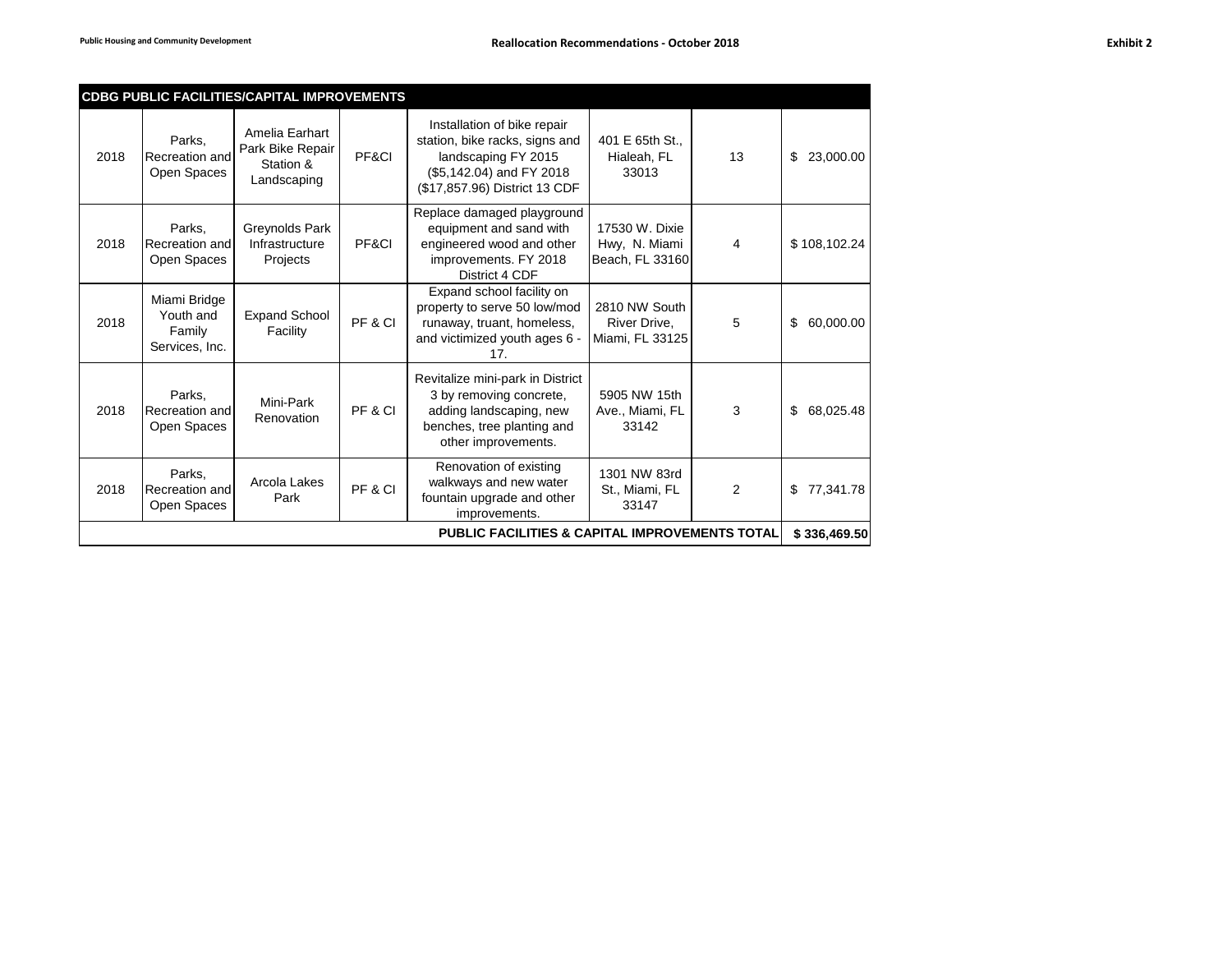## CDBG PUBLIC FACILITIES/CAPITAL IMPROVEMENTS

| | | | | | | | |
|---|---|---|---|---|---|---|---|
| 2018 | Parks, Recreation and Open Spaces | Amelia Earhart Park Bike Repair Station & Landscaping | PF&CI | Installation of bike repair station, bike racks, signs and landscaping FY 2015 ($5,142.04) and FY 2018 ($17,857.96) District 13 CDF | 401 E 65th St., Hialeah, FL 33013 | 13 | $ 23,000.00 |
| 2018 | Parks, Recreation and Open Spaces | Greynolds Park Infrastructure Projects | PF&CI | Replace damaged playground equipment and sand with engineered wood and other improvements. FY 2018 District 4 CDF | 17530 W. Dixie Hwy, N. Miami Beach, FL 33160 | 4 | $ 108,102.24 |
| 2018 | Miami Bridge Youth and Family Services, Inc. | Expand School Facility | PF & CI | Expand school facility on property to serve 50 low/mod runaway, truant, homeless, and victimized youth ages 6 - 17. | 2810 NW South River Drive, Miami, FL 33125 | 5 | $ 60,000.00 |
| 2018 | Parks, Recreation and Open Spaces | Mini-Park Renovation | PF & CI | Revitalize mini-park in District 3 by removing concrete, adding landscaping, new benches, tree planting and other improvements. | 5905 NW 15th Ave., Miami, FL 33142 | 3 | $ 68,025.48 |
| 2018 | Parks, Recreation and Open Spaces | Arcola Lakes Park | PF & CI | Renovation of existing walkways and new water fountain upgrade and other improvements. | 1301 NW 83rd St., Miami, FL 33147 | 2 | $ 77,341.78 |
| | | | | | | **PUBLIC FACILITIES & CAPITAL IMPROVEMENTS TOTAL** | **$ 336,469.50** |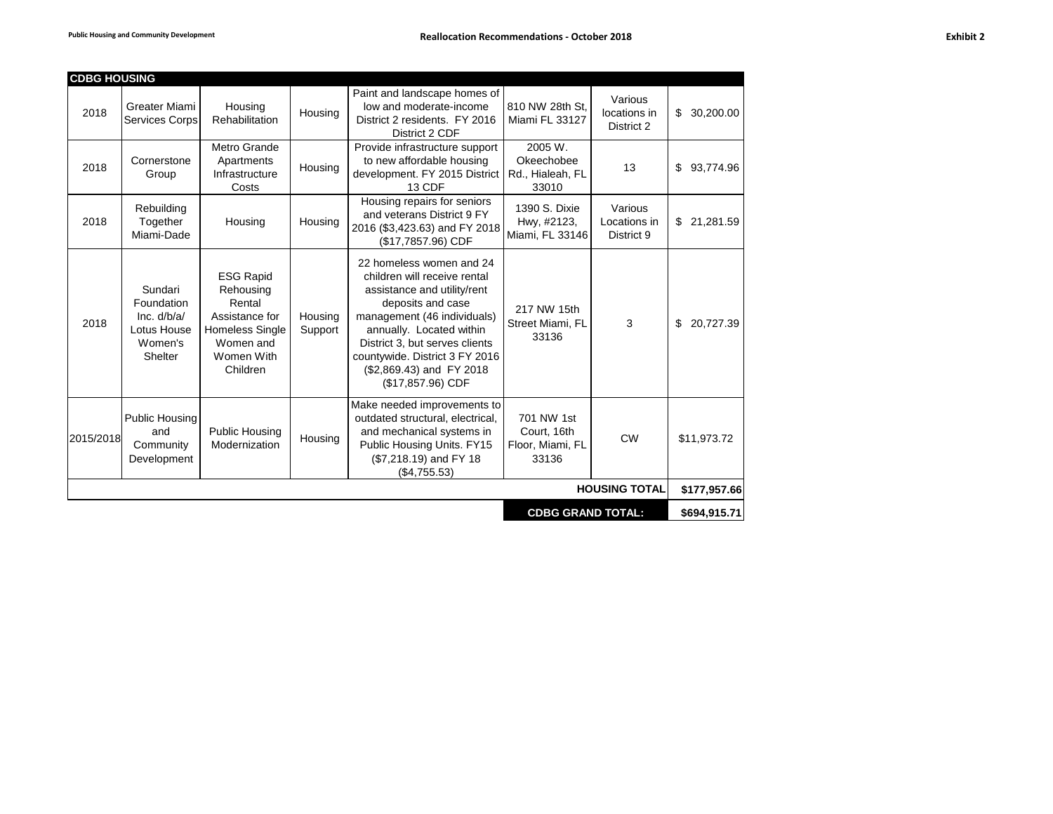| CDBG HOUSING | | | | | | | |
|---|---|---|---|---|---|---|---|
| 2018 | Greater Miami Services Corps | Housing Rehabilitation | Housing | Paint and landscape homes of low and moderate-income District 2 residents. FY 2016 District 2 CDF | 810 NW 28th St, Miami FL 33127 | Various locations in District 2 | $ 30,200.00 |
| 2018 | Cornerstone Group | Metro Grande Apartments Infrastructure Costs | Housing | Provide infrastructure support to new affordable housing development. FY 2015 District 13 CDF | 2005 W. Okeechobee Rd., Hialeah, FL 33010 | 13 | $ 93,774.96 |
| 2018 | Rebuilding Together Miami-Dade | Housing | Housing | Housing repairs for seniors and veterans District 9 FY 2016 ($3,423.63) and FY 2018 ($17,7857.96) CDF | 1390 S. Dixie Hwy, #2123, Miami, FL 33146 | Various Locations in District 9 | $ 21,281.59 |
| 2018 | Sundari Foundation Inc. d/b/a/ Lotus House Women's Shelter | ESG Rapid Rehousing Rental Assistance for Homeless Single Women and Women With Children | Housing Support | 22 homeless women and 24 children will receive rental assistance and utility/rent deposits and case management (46 individuals) annually. Located within District 3, but serves clients countywide. District 3 FY 2016 ($2,869.43) and FY 2018 ($17,857.96) CDF | 217 NW 15th Street Miami, FL 33136 | 3 | $ 20,727.39 |
| 2015/2018 | Public Housing and Community Development | Public Housing Modernization | Housing | Make needed improvements to outdated structural, electrical, and mechanical systems in Public Housing Units. FY15 ($7,218.19) and FY 18 ($4,755.53) | 701 NW 1st Court, 16th Floor, Miami, FL 33136 | CW | $11,973.72 |
| | | | | | | **HOUSING TOTAL** | **$177,957.66** |
| | | | | | **CDBG GRAND TOTAL:** | | **$694,915.71** |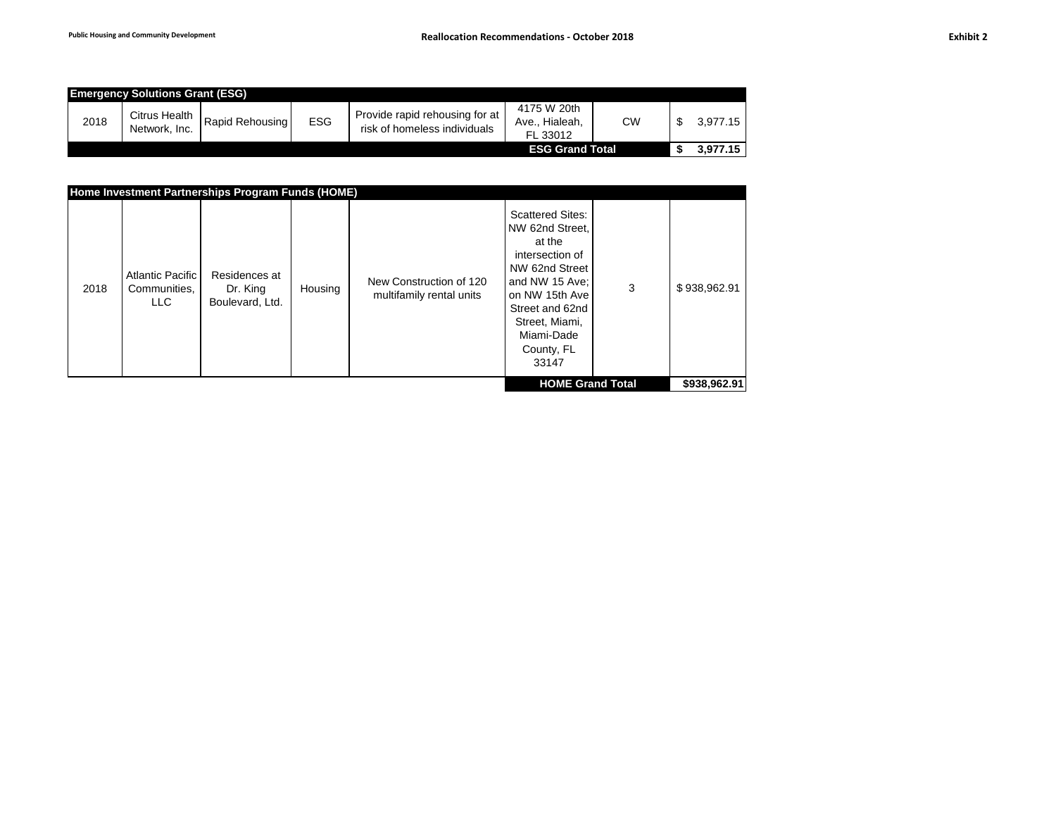## Emergency Solutions Grant (ESG)

| | | | | | | | |
|---|---|---|---|---|---|---|---|
| 2018 | Citrus Health Network, Inc. | Rapid Rehousing | ESG | Provide rapid rehousing for at risk of homeless individuals | 4175 W 20th Ave., Hialeah, FL 33012 | CW | $ 3,977.15 |
| | | | | | **ESG Grand Total** | | **$ 3,977.15** |

## Home Investment Partnerships Program Funds (HOME)

| | | | | | | | |
|---|---|---|---|---|---|---|---|
| 2018 | Atlantic Pacific Communities, LLC | Residences at Dr. King Boulevard, Ltd. | Housing | New Construction of 120 multifamily rental units | Scattered Sites: NW 62nd Street, at the intersection of NW 62nd Street and NW 15 Ave; on NW 15th Ave Street and 62nd Street, Miami, Miami-Dade County, FL 33147 | 3 | $938,962.91 |
| | | | | | **HOME Grand Total** | | **$938,962.91** |